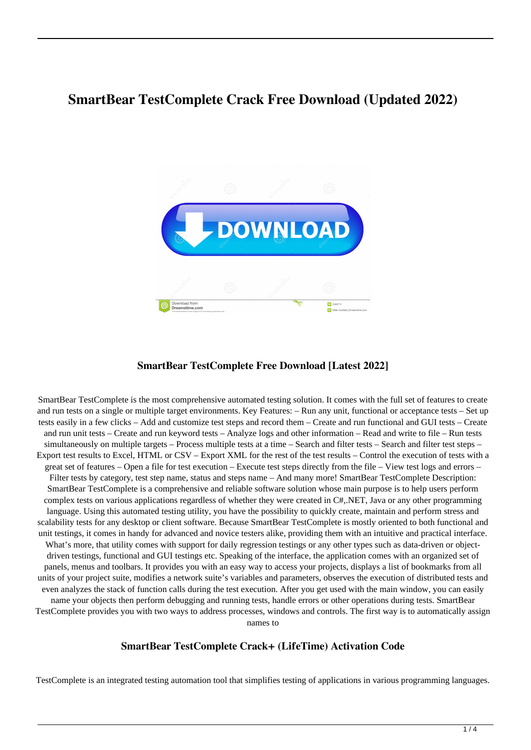# SmartBear TestComplete Crack Free Download (Updated 2022)

### SmartBear TestComplete Free Download [Latest 2022]

SmartBear TestComplete is the most comprehensive automated testing solution. It comes with the full set of features to create and run tests on a single or multiple target environments. Key Features: – Run any unit, functional or acceptance tests – Set up tests easily in a few clicks – Add and customize test steps and record them – Create and run functional and GUI tests – Create and run unit tests – Create and run keyword tests – Analyze logs and other information – Read and write to file – Run tests simultaneously on multiple targets – Process multiple tests at a time – Search and filter tests – Search and filter test steps – Export test results to Excel, HTML or CSV – Export XML for the rest of the test results – Control the execution of tests with a great set of features – Open a file for test execution – Execute test steps directly from the file – View test logs and errors – Filter tests by category, test step name, status and steps name – And many more! SmartBear TestComplete Description: SmartBear TestComplete is a comprehensive and reliable software solution whose main purpose is to help users perform complex tests on various applications regardless of whether they were created in C#,.NET, Java or any other programming language. Using this automated testing utility, you have the possibility to quickly create, maintain and perform stress and scalability tests for any desktop or client software. Because SmartBear TestComplete is mostly oriented to both functional and unit testings, it comes in handy for advanced and novice testers alike, providing them with an intuitive and practical interface. What's more, that utility comes with support for daily regression testings or any other types such as data-driven or object-driven testings, functional and GUI testings etc. Speaking of the interface, the application comes with an organized set of panels, menus and toolbars. It provides you with an easy way to access your projects, displays a list of bookmarks from all units of your project suite, modifies a network suite's variables and parameters, observes the execution of distributed tests and even analyzes the stack of function calls during the test execution. After you get used with the main window, you can easily name your objects then perform debugging and running tests, handle errors or other operations during tests. SmartBear TestComplete provides you with two ways to address processes, windows and controls. The first way is to automatically assign names to

### SmartBear TestComplete Crack+ (LifeTime) Activation Code

TestComplete is an integrated testing automation tool that simplifies testing of applications in various programming languages.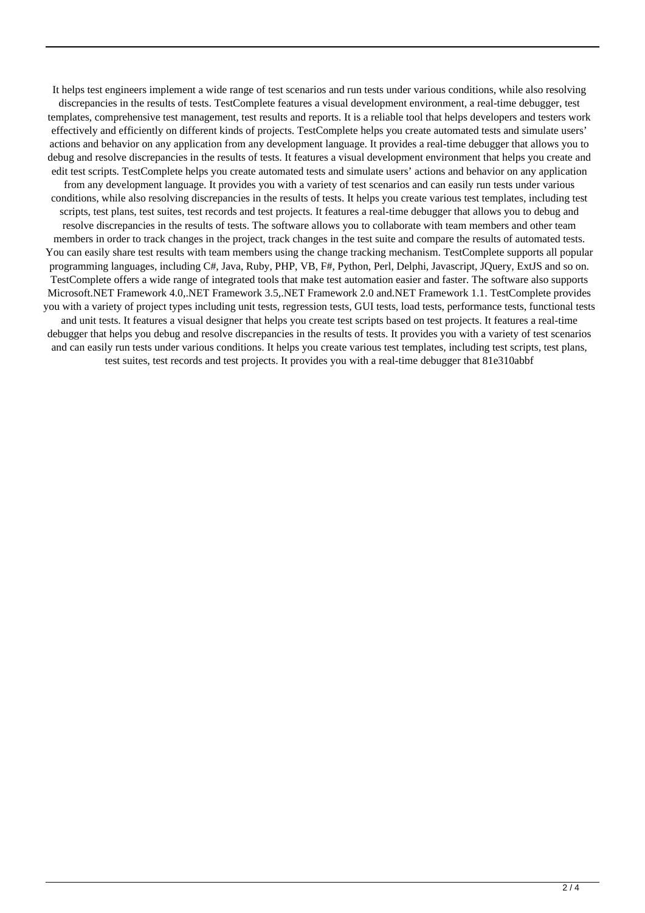It helps test engineers implement a wide range of test scenarios and run tests under various conditions, while also resolving discrepancies in the results of tests. TestComplete features a visual development environment, a real-time debugger, test templates, comprehensive test management, test results and reports. It is a reliable tool that helps developers and testers work effectively and efficiently on different kinds of projects. TestComplete helps you create automated tests and simulate users' actions and behavior on any application from any development language. It provides a real-time debugger that allows you to debug and resolve discrepancies in the results of tests. It features a visual development environment that helps you create and edit test scripts. TestComplete helps you create automated tests and simulate users' actions and behavior on any application from any development language. It provides you with a variety of test scenarios and can easily run tests under various conditions, while also resolving discrepancies in the results of tests. It helps you create various test templates, including test scripts, test plans, test suites, test records and test projects. It features a real-time debugger that allows you to debug and resolve discrepancies in the results of tests. The software allows you to collaborate with team members and other team members in order to track changes in the project, track changes in the test suite and compare the results of automated tests. You can easily share test results with team members using the change tracking mechanism. TestComplete supports all popular programming languages, including C#, Java, Ruby, PHP, VB, F#, Python, Perl, Delphi, Javascript, JQuery, ExtJS and so on. TestComplete offers a wide range of integrated tools that make test automation easier and faster. The software also supports Microsoft.NET Framework 4.0,.NET Framework 3.5,.NET Framework 2.0 and.NET Framework 1.1. TestComplete provides you with a variety of project types including unit tests, regression tests, GUI tests, load tests, performance tests, functional tests and unit tests. It features a visual designer that helps you create test scripts based on test projects. It features a real-time debugger that helps you debug and resolve discrepancies in the results of tests. It provides you with a variety of test scenarios and can easily run tests under various conditions. It helps you create various test templates, including test scripts, test plans, test suites, test records and test projects. It provides you with a real-time debugger that 81e310abbf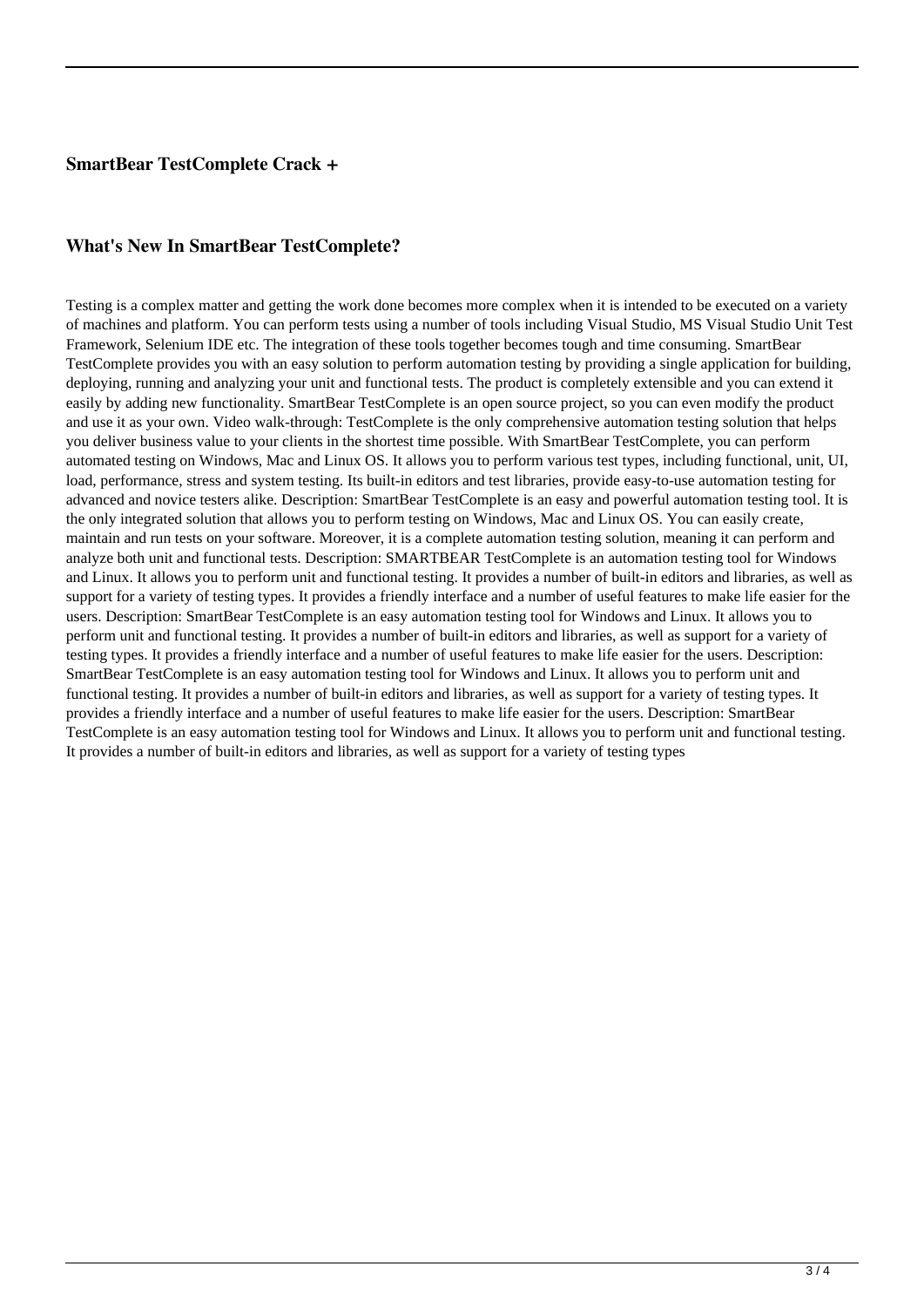### SmartBear TestComplete Crack +

### What's New In SmartBear TestComplete?

Testing is a complex matter and getting the work done becomes more complex when it is intended to be executed on a variety of machines and platform. You can perform tests using a number of tools including Visual Studio, MS Visual Studio Unit Test Framework, Selenium IDE etc. The integration of these tools together becomes tough and time consuming. SmartBear TestComplete provides you with an easy solution to perform automation testing by providing a single application for building, deploying, running and analyzing your unit and functional tests. The product is completely extensible and you can extend it easily by adding new functionality. SmartBear TestComplete is an open source project, so you can even modify the product and use it as your own. Video walk-through: TestComplete is the only comprehensive automation testing solution that helps you deliver business value to your clients in the shortest time possible. With SmartBear TestComplete, you can perform automated testing on Windows, Mac and Linux OS. It allows you to perform various test types, including functional, unit, UI, load, performance, stress and system testing. Its built-in editors and test libraries, provide easy-to-use automation testing for advanced and novice testers alike. Description: SmartBear TestComplete is an easy and powerful automation testing tool. It is the only integrated solution that allows you to perform testing on Windows, Mac and Linux OS. You can easily create, maintain and run tests on your software. Moreover, it is a complete automation testing solution, meaning it can perform and analyze both unit and functional tests. Description: SMARTBEAR TestComplete is an automation testing tool for Windows and Linux. It allows you to perform unit and functional testing. It provides a number of built-in editors and libraries, as well as support for a variety of testing types. It provides a friendly interface and a number of useful features to make life easier for the users. Description: SmartBear TestComplete is an easy automation testing tool for Windows and Linux. It allows you to perform unit and functional testing. It provides a number of built-in editors and libraries, as well as support for a variety of testing types. It provides a friendly interface and a number of useful features to make life easier for the users. Description: SmartBear TestComplete is an easy automation testing tool for Windows and Linux. It allows you to perform unit and functional testing. It provides a number of built-in editors and libraries, as well as support for a variety of testing types. It provides a friendly interface and a number of useful features to make life easier for the users. Description: SmartBear TestComplete is an easy automation testing tool for Windows and Linux. It allows you to perform unit and functional testing. It provides a number of built-in editors and libraries, as well as support for a variety of testing types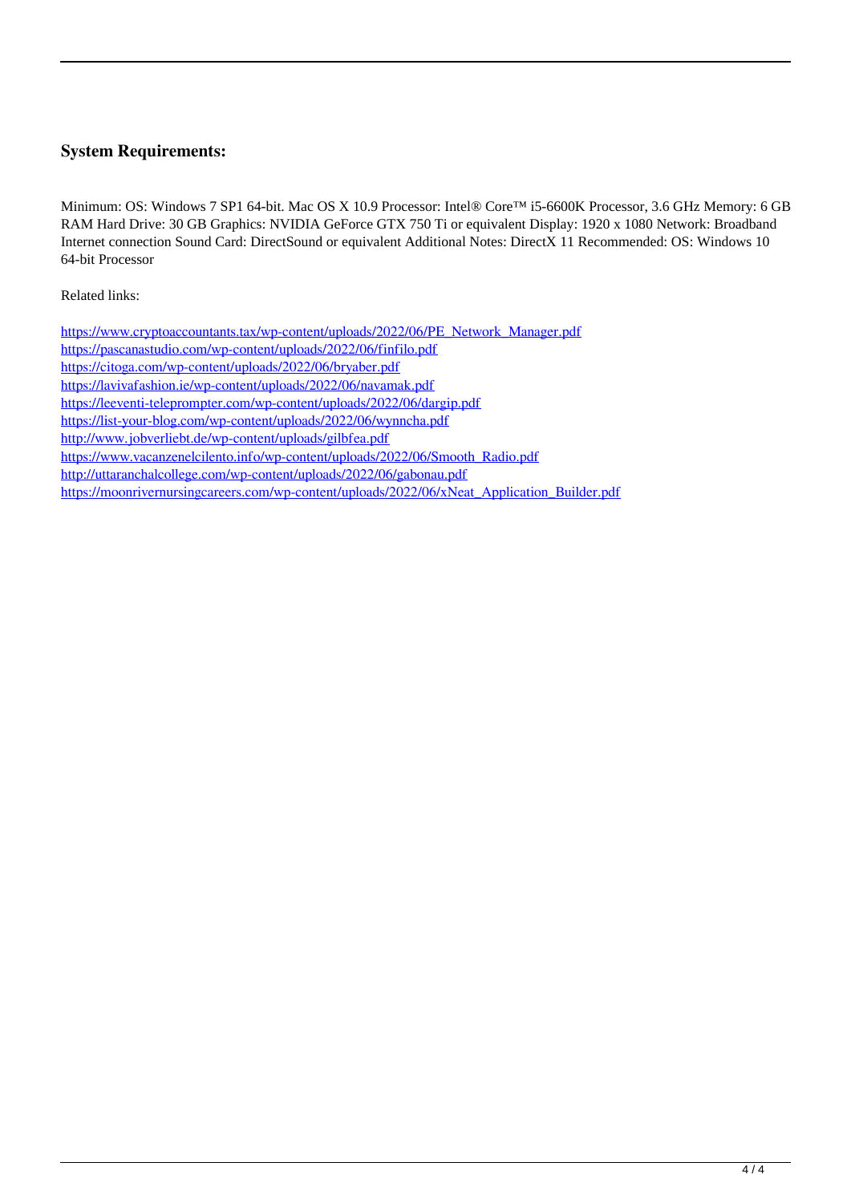### System Requirements:

Minimum: OS: Windows 7 SP1 64-bit. Mac OS X 10.9 Processor: Intel® Core™ i5-6600K Processor, 3.6 GHz Memory: 6 GB RAM Hard Drive: 30 GB Graphics: NVIDIA GeForce GTX 750 Ti or equivalent Display: 1920 x 1080 Network: Broadband Internet connection Sound Card: DirectSound or equivalent Additional Notes: DirectX 11 Recommended: OS: Windows 10 64-bit Processor

Related links:

https://www.cryptoaccountants.tax/wp-content/uploads/2022/06/PE_Network_Manager.pdf
https://pascanastudio.com/wp-content/uploads/2022/06/finfilo.pdf
https://citoga.com/wp-content/uploads/2022/06/bryaber.pdf
https://lavivafashion.ie/wp-content/uploads/2022/06/navamak.pdf
https://leeventi-teleprompter.com/wp-content/uploads/2022/06/dargip.pdf
https://list-your-blog.com/wp-content/uploads/2022/06/wynncha.pdf
http://www.jobverliebt.de/wp-content/uploads/gilbfea.pdf
https://www.vacanzenelcilento.info/wp-content/uploads/2022/06/Smooth_Radio.pdf
http://uttaranchalcollege.com/wp-content/uploads/2022/06/gabonau.pdf
https://moonrivernursingcareers.com/wp-content/uploads/2022/06/xNeat_Application_Builder.pdf